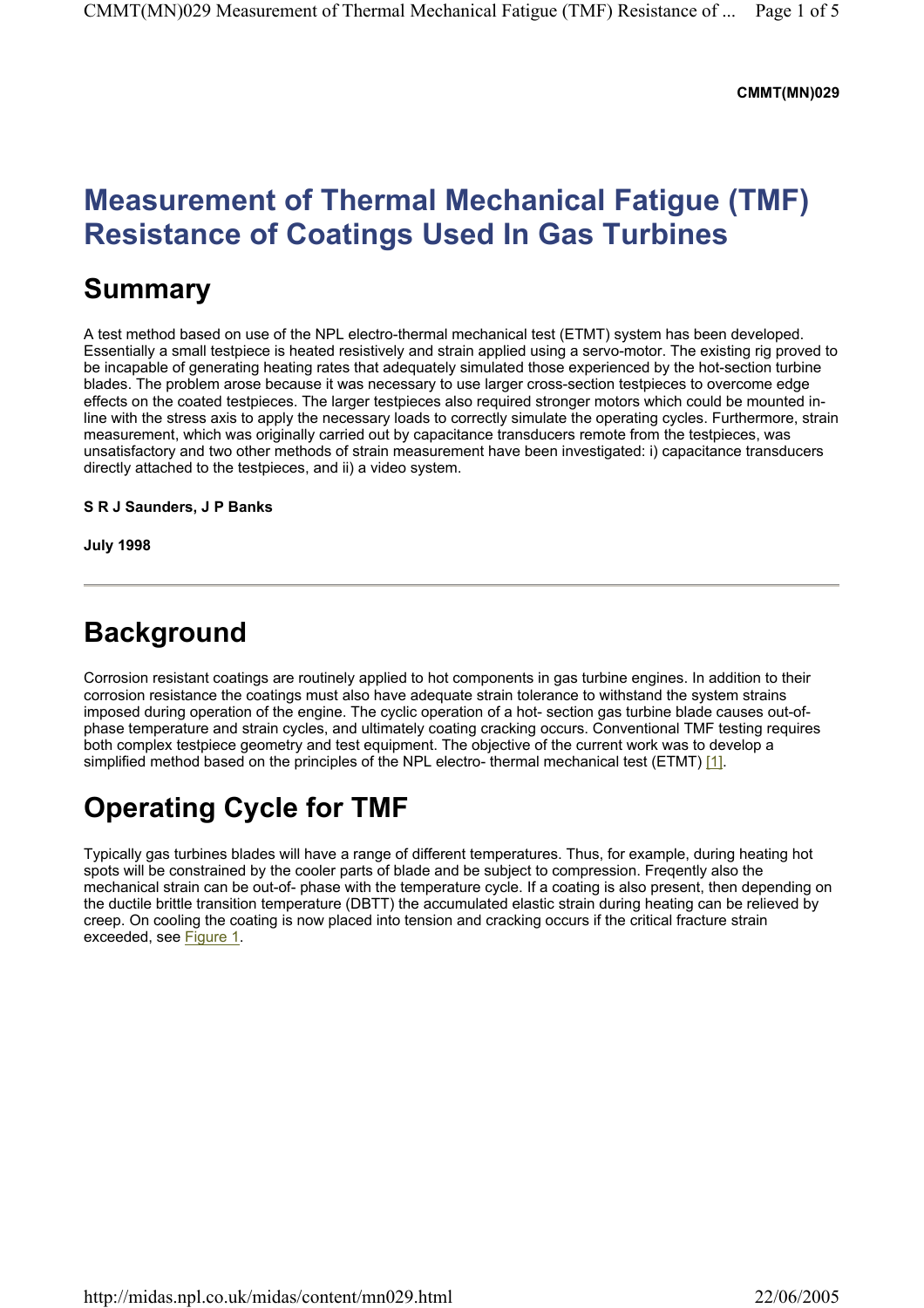**CMMT(MN)029**

# Measurement of Thermal Mechanical Fatigue (TMF) Resistance of Coatings Used In Gas Turbines

## Summary

A test method based on use of the NPL electro-thermal mechanical test (ETMT) system has been developed. Essentially a small testpiece is heated resistively and strain applied using a servo-motor. The existing rig proved to be incapable of generating heating rates that adequately simulated those experienced by the hot-section turbine blades. The problem arose because it was necessary to use larger cross-section testpieces to overcome edge effects on the coated testpieces. The larger testpieces also required stronger motors which could be mounted in-line with the stress axis to apply the necessary loads to correctly simulate the operating cycles. Furthermore, strain measurement, which was originally carried out by capacitance transducers remote from the testpieces, was unsatisfactory and two other methods of strain measurement have been investigated: i) capacitance transducers directly attached to the testpieces, and ii) a video system.

**S R J Saunders, J P Banks**

**July 1998**

---

## Background

Corrosion resistant coatings are routinely applied to hot components in gas turbine engines. In addition to their corrosion resistance the coatings must also have adequate strain tolerance to withstand the system strains imposed during operation of the engine. The cyclic operation of a hot- section gas turbine blade causes out-of-phase temperature and strain cycles, and ultimately coating cracking occurs. Conventional TMF testing requires both complex testpiece geometry and test equipment. The objective of the current work was to develop a simplified method based on the principles of the NPL electro- thermal mechanical test (ETMT) [1].

## Operating Cycle for TMF

Typically gas turbines blades will have a range of different temperatures. Thus, for example, during heating hot spots will be constrained by the cooler parts of blade and be subject to compression. Freqently also the mechanical strain can be out-of- phase with the temperature cycle. If a coating is also present, then depending on the ductile brittle transition temperature (DBTT) the accumulated elastic strain during heating can be relieved by creep. On cooling the coating is now placed into tension and cracking occurs if the critical fracture strain exceeded, see Figure 1.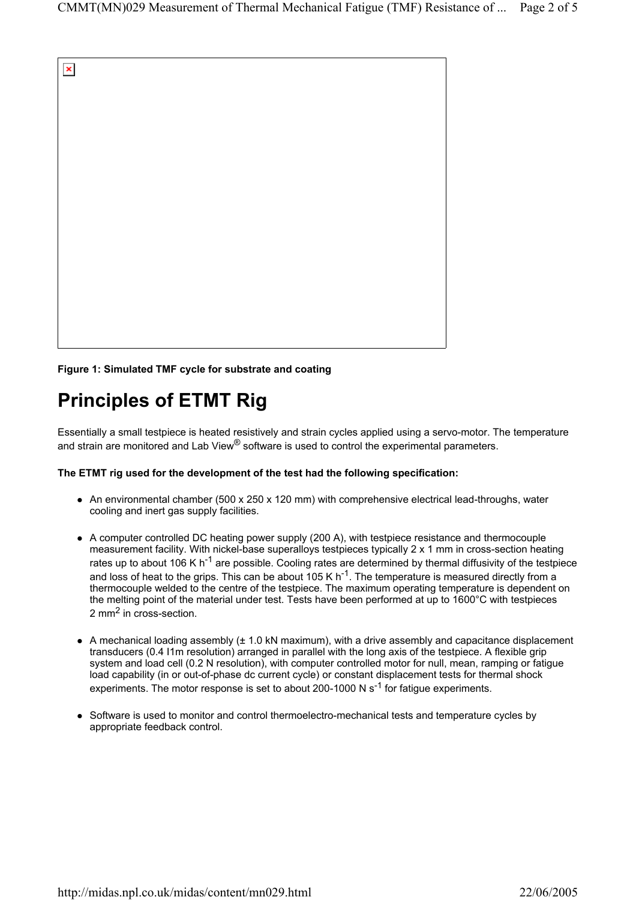Figure 1: Simulated TMF cycle for substrate and coating

# Principles of ETMT Rig

Essentially a small testpiece is heated resistively and strain cycles applied using a servo-motor. The temperature and strain are monitored and Lab View® software is used to control the experimental parameters.

**The ETMT rig used for the development of the test had the following specification:**

- An environmental chamber (500 x 250 x 120 mm) with comprehensive electrical lead-throughs, water cooling and inert gas supply facilities.
- A computer controlled DC heating power supply (200 A), with testpiece resistance and thermocouple measurement facility. With nickel-base superalloys testpieces typically 2 x 1 mm in cross-section heating rates up to about 106 K $h^{-1}$ are possible. Cooling rates are determined by thermal diffusivity of the testpiece and loss of heat to the grips. This can be about 105 K $h^{-1}$. The temperature is measured directly from a thermocouple welded to the centre of the testpiece. The maximum operating temperature is dependent on the melting point of the material under test. Tests have been performed at up to 1600°C with testpieces 2 $mm^2$ in cross-section.
- A mechanical loading assembly (± 1.0 kN maximum), with a drive assembly and capacitance displacement transducers (0.4 I1m resolution) arranged in parallel with the long axis of the testpiece. A flexible grip system and load cell (0.2 N resolution), with computer controlled motor for null, mean, ramping or fatigue load capability (in or out-of-phase dc current cycle) or constant displacement tests for thermal shock experiments. The motor response is set to about 200-1000 N $s^{-1}$ for fatigue experiments.
- Software is used to monitor and control thermoelectro-mechanical tests and temperature cycles by appropriate feedback control.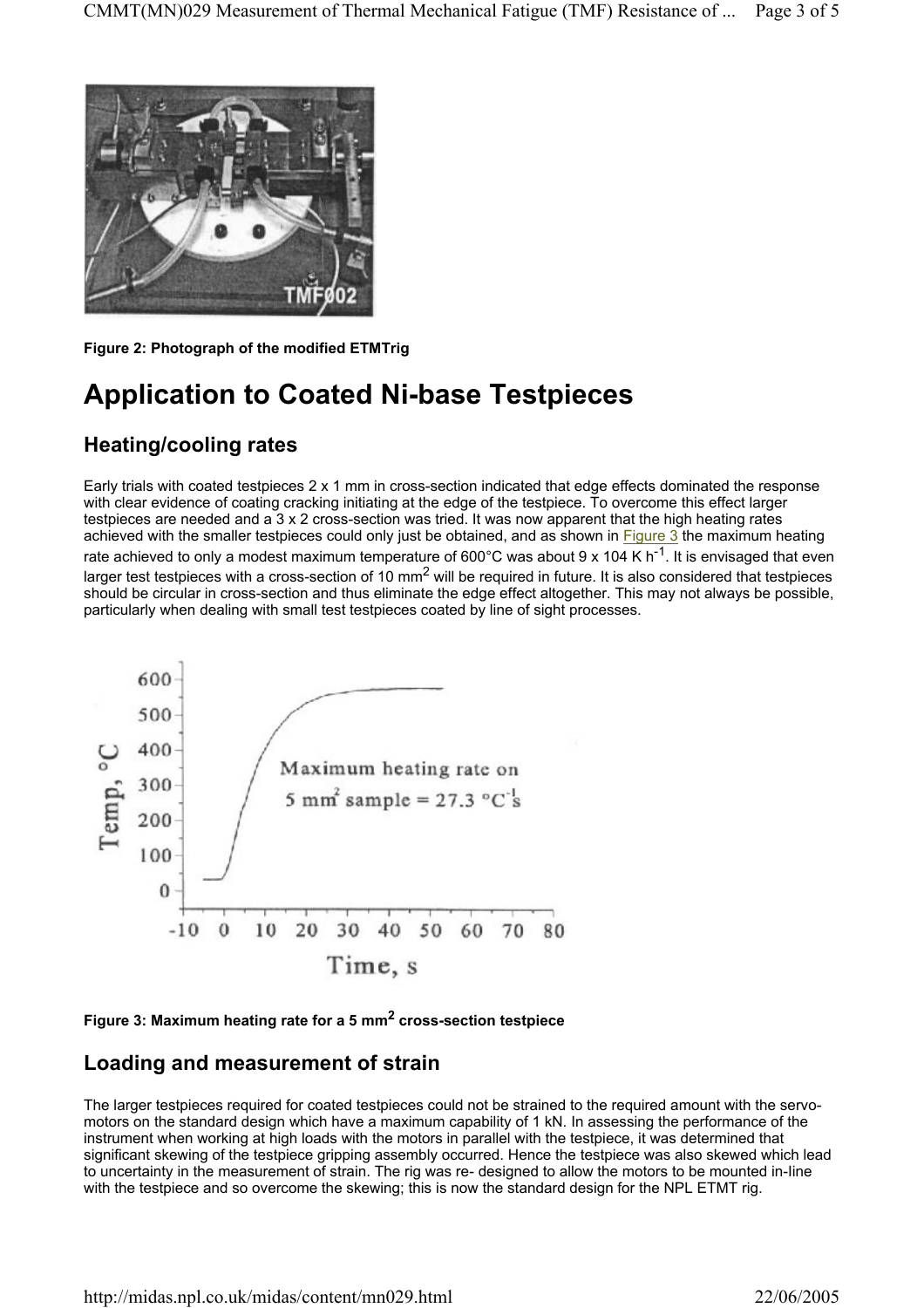Figure 2: Photograph of the modified ETMTrig

# Application to Coated Ni-base Testpieces

## Heating/cooling rates

Early trials with coated testpieces 2 x 1 mm in cross-section indicated that edge effects dominated the response with clear evidence of coating cracking initiating at the edge of the testpiece. To overcome this effect larger testpieces are needed and a 3 x 2 cross-section was tried. It was now apparent that the high heating rates achieved with the smaller testpieces could only just be obtained, and as shown in Figure 3 the maximum heating rate achieved to only a modest maximum temperature of 600°C was about 9 x 104 K $h^{-1}$. It is envisaged that even larger test testpieces with a cross-section of 10 $mm^2$ will be required in future. It is also considered that testpieces should be circular in cross-section and thus eliminate the edge effect altogether. This may not always be possible, particularly when dealing with small test testpieces coated by line of sight processes.

Temp, °C

600
500
400
300
200
100
0

Time, s

-10 0 10 20 30 40 50 60 70 80

Maximum heating rate on
5 $mm^2$ sample = 27.3 $°C^{-1}s$

**Figure 3: Maximum heating rate for a 5 $mm^2$ cross-section testpiece**

## Loading and measurement of strain

The larger testpieces required for coated testpieces could not be strained to the required amount with the servo-motors on the standard design which have a maximum capability of 1 kN. In assessing the performance of the instrument when working at high loads with the motors in parallel with the testpiece, it was determined that significant skewing of the testpiece gripping assembly occurred. Hence the testpiece was also skewed which lead to uncertainty in the measurement of strain. The rig was re- designed to allow the motors to be mounted in-line with the testpiece and so overcome the skewing; this is now the standard design for the NPL ETMT rig.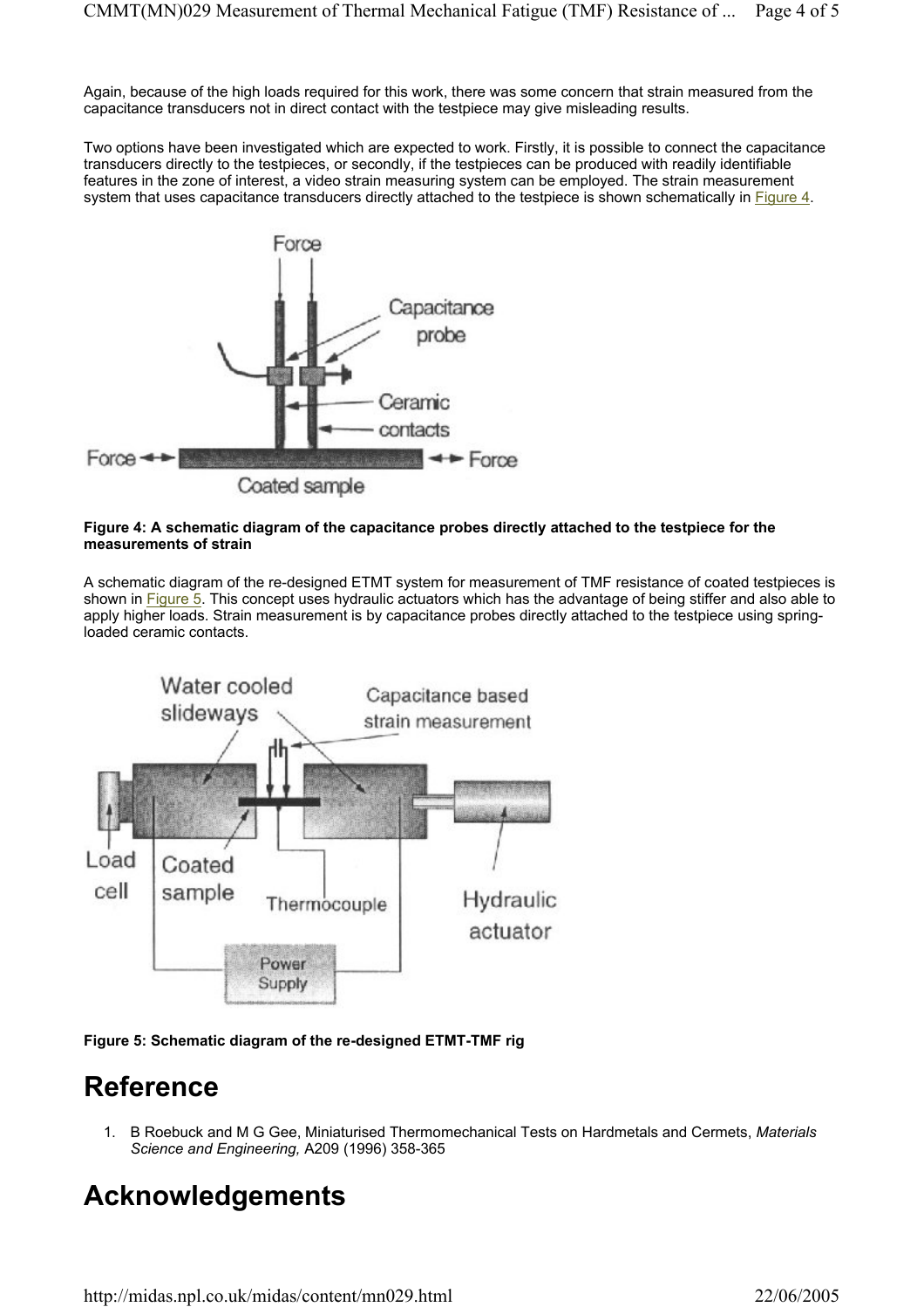Again, because of the high loads required for this work, there was some concern that strain measured from the capacitance transducers not in direct contact with the testpiece may give misleading results.

Two options have been investigated which are expected to work. Firstly, it is possible to connect the capacitance transducers directly to the testpieces, or secondly, if the testpieces can be produced with readily identifiable features in the zone of interest, a video strain measuring system can be employed. The strain measurement system that uses capacitance transducers directly attached to the testpiece is shown schematically in Figure 4.

Force

Capacitance probe

Ceramic contacts

Force

Force

Coated sample

**Figure 4: A schematic diagram of the capacitance probes directly attached to the testpiece for the measurements of strain**

A schematic diagram of the re-designed ETMT system for measurement of TMF resistance of coated testpieces is shown in Figure 5. This concept uses hydraulic actuators which has the advantage of being stiffer and also able to apply higher loads. Strain measurement is by capacitance probes directly attached to the testpiece using spring-loaded ceramic contacts.

Water cooled slideways

Capacitance based strain measurement

Load cell

Coated sample

Thermocouple

Hydraulic actuator

Power Supply

**Figure 5: Schematic diagram of the re-designed ETMT-TMF rig**

# Reference

1. B Roebuck and M G Gee, Miniaturised Thermomechanical Tests on Hardmetals and Cermets, *Materials Science and Engineering,* A209 (1996) 358-365

# Acknowledgements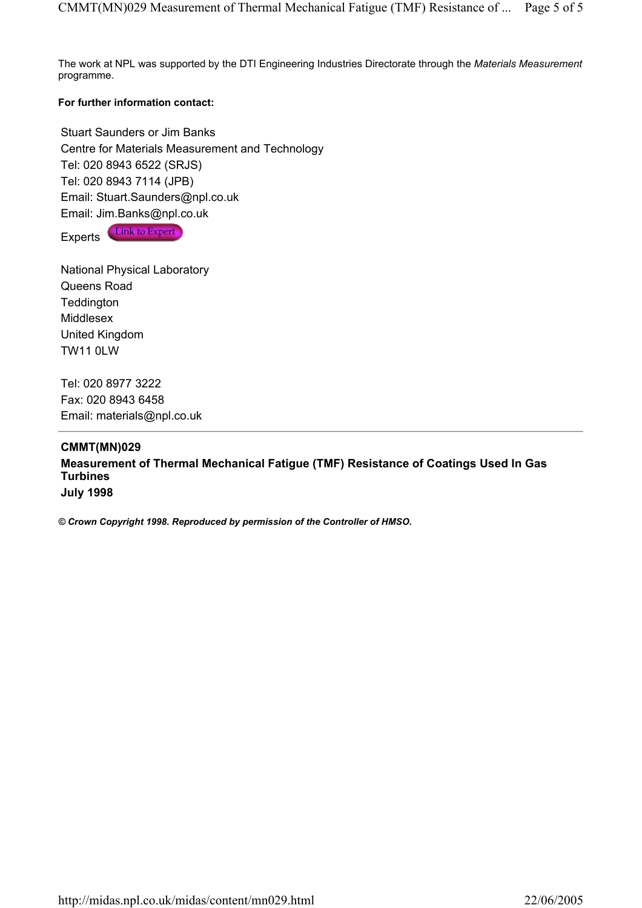The work at NPL was supported by the DTI Engineering Industries Directorate through the *Materials Measurement* programme.

**For further information contact:**

Stuart Saunders or Jim Banks
Centre for Materials Measurement and Technology
Tel: 020 8943 6522 (SRJS)
Tel: 020 8943 7114 (JPB)
Email: Stuart.Saunders@npl.co.uk
Email: Jim.Banks@npl.co.uk
Experts Link to Expert

National Physical Laboratory
Queens Road
Teddington
Middlesex
United Kingdom
TW11 0LW

Tel: 020 8977 3222
Fax: 020 8943 6458
Email: materials@npl.co.uk

---

**CMMT(MN)029**
**Measurement of Thermal Mechanical Fatigue (TMF) Resistance of Coatings Used In Gas Turbines**
**July 1998**

***© Crown Copyright 1998. Reproduced by permission of the Controller of HMSO.***